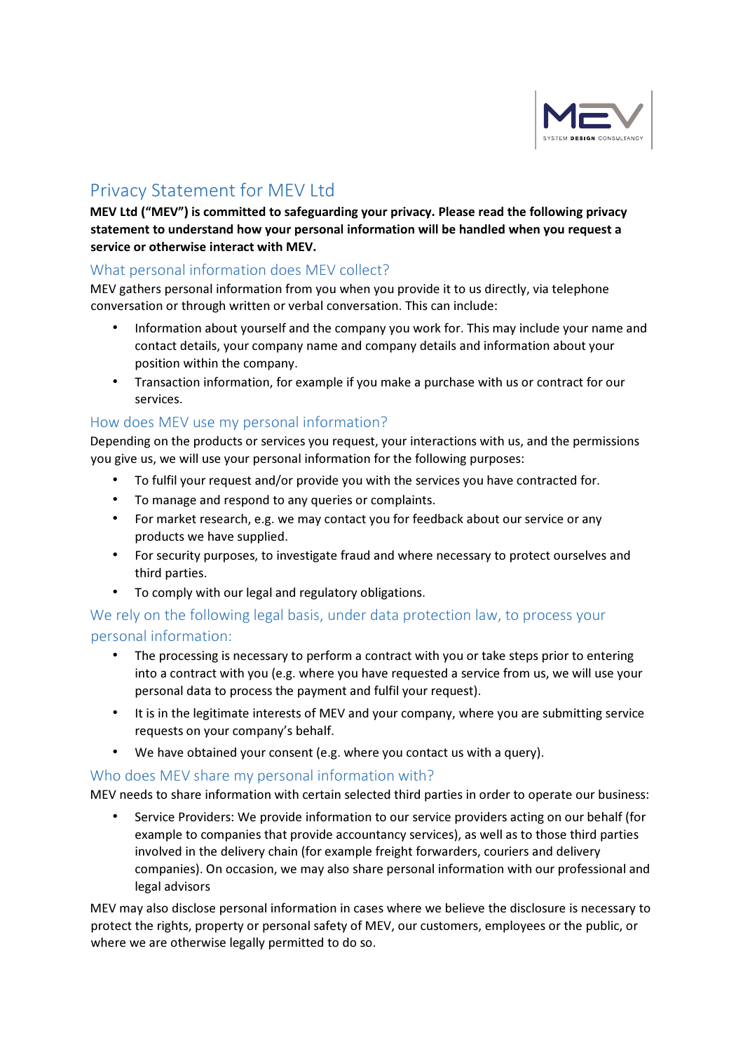# Privacy Statement for MEV Ltd

**MEV Ltd ("MEV") is committed to safeguarding your privacy. Please read the following privacy statement to understand how your personal information will be handled when you request a service or otherwise interact with MEV.**

## What personal information does MEV collect?

MEV gathers personal information from you when you provide it to us directly, via telephone conversation or through written or verbal conversation. This can include:

- Information about yourself and the company you work for. This may include your name and contact details, your company name and company details and information about your position within the company.
- Transaction information, for example if you make a purchase with us or contract for our services.

## How does MEV use my personal information?

Depending on the products or services you request, your interactions with us, and the permissions you give us, we will use your personal information for the following purposes:

- To fulfil your request and/or provide you with the services you have contracted for.
- To manage and respond to any queries or complaints.
- For market research, e.g. we may contact you for feedback about our service or any products we have supplied.
- For security purposes, to investigate fraud and where necessary to protect ourselves and third parties.
- To comply with our legal and regulatory obligations.

## We rely on the following legal basis, under data protection law, to process your personal information:

- The processing is necessary to perform a contract with you or take steps prior to entering into a contract with you (e.g. where you have requested a service from us, we will use your personal data to process the payment and fulfil your request).
- It is in the legitimate interests of MEV and your company, where you are submitting service requests on your company's behalf.
- We have obtained your consent (e.g. where you contact us with a query).

## Who does MEV share my personal information with?

MEV needs to share information with certain selected third parties in order to operate our business:

- Service Providers: We provide information to our service providers acting on our behalf (for example to companies that provide accountancy services), as well as to those third parties involved in the delivery chain (for example freight forwarders, couriers and delivery companies). On occasion, we may also share personal information with our professional and legal advisors

MEV may also disclose personal information in cases where we believe the disclosure is necessary to protect the rights, property or personal safety of MEV, our customers, employees or the public, or where we are otherwise legally permitted to do so.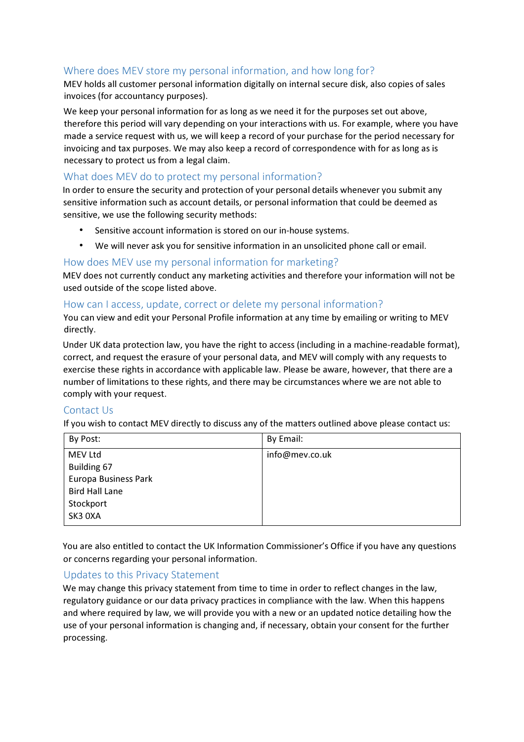## Where does MEV store my personal information, and how long for?

MEV holds all customer personal information digitally on internal secure disk, also copies of sales invoices (for accountancy purposes).

We keep your personal information for as long as we need it for the purposes set out above, therefore this period will vary depending on your interactions with us. For example, where you have made a service request with us, we will keep a record of your purchase for the period necessary for invoicing and tax purposes. We may also keep a record of correspondence with for as long as is necessary to protect us from a legal claim.

## What does MEV do to protect my personal information?

In order to ensure the security and protection of your personal details whenever you submit any sensitive information such as account details, or personal information that could be deemed as sensitive, we use the following security methods:

- Sensitive account information is stored on our in-house systems.
- We will never ask you for sensitive information in an unsolicited phone call or email.

## How does MEV use my personal information for marketing?

MEV does not currently conduct any marketing activities and therefore your information will not be used outside of the scope listed above.

## How can I access, update, correct or delete my personal information?

You can view and edit your Personal Profile information at any time by emailing or writing to MEV directly.

Under UK data protection law, you have the right to access (including in a machine-readable format), correct, and request the erasure of your personal data, and MEV will comply with any requests to exercise these rights in accordance with applicable law. Please be aware, however, that there are a number of limitations to these rights, and there may be circumstances where we are not able to comply with your request.

## Contact Us

If you wish to contact MEV directly to discuss any of the matters outlined above please contact us:

| By Post: | By Email: |
|---|---|
| MEV Ltd<br>Building 67<br>Europa Business Park<br>Bird Hall Lane<br>Stockport<br>SK3 0XA | info@mev.co.uk |

You are also entitled to contact the UK Information Commissioner's Office if you have any questions or concerns regarding your personal information.

## Updates to this Privacy Statement

We may change this privacy statement from time to time in order to reflect changes in the law, regulatory guidance or our data privacy practices in compliance with the law. When this happens and where required by law, we will provide you with a new or an updated notice detailing how the use of your personal information is changing and, if necessary, obtain your consent for the further processing.